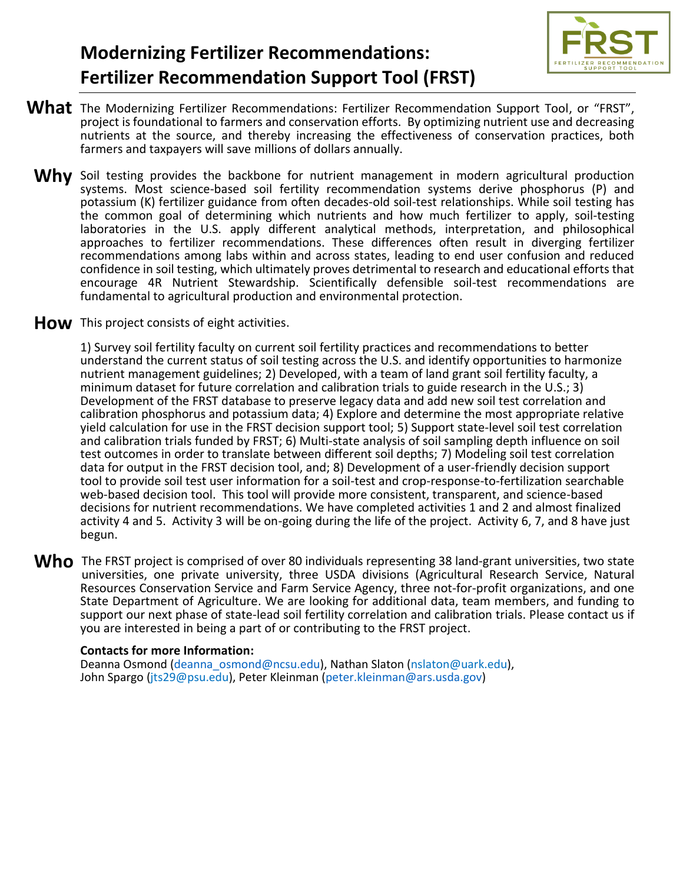# Modernizing Fertilizer Recommendations: Fertilizer Recommendation Support Tool (FRST)

**What** The Modernizing Fertilizer Recommendations: Fertilizer Recommendation Support Tool, or "FRST", project is foundational to farmers and conservation efforts. By optimizing nutrient use and decreasing nutrients at the source, and thereby increasing the effectiveness of conservation practices, both farmers and taxpayers will save millions of dollars annually.

**Why** Soil testing provides the backbone for nutrient management in modern agricultural production systems. Most science-based soil fertility recommendation systems derive phosphorus (P) and potassium (K) fertilizer guidance from often decades-old soil-test relationships. While soil testing has the common goal of determining which nutrients and how much fertilizer to apply, soil-testing laboratories in the U.S. apply different analytical methods, interpretation, and philosophical approaches to fertilizer recommendations. These differences often result in diverging fertilizer recommendations among labs within and across states, leading to end user confusion and reduced confidence in soil testing, which ultimately proves detrimental to research and educational efforts that encourage 4R Nutrient Stewardship. Scientifically defensible soil-test recommendations are fundamental to agricultural production and environmental protection.

**How** This project consists of eight activities.

1) Survey soil fertility faculty on current soil fertility practices and recommendations to better understand the current status of soil testing across the U.S. and identify opportunities to harmonize nutrient management guidelines; 2) Developed, with a team of land grant soil fertility faculty, a minimum dataset for future correlation and calibration trials to guide research in the U.S.; 3) Development of the FRST database to preserve legacy data and add new soil test correlation and calibration phosphorus and potassium data; 4) Explore and determine the most appropriate relative yield calculation for use in the FRST decision support tool; 5) Support state-level soil test correlation and calibration trials funded by FRST; 6) Multi-state analysis of soil sampling depth influence on soil test outcomes in order to translate between different soil depths; 7) Modeling soil test correlation data for output in the FRST decision tool, and; 8) Development of a user-friendly decision support tool to provide soil test user information for a soil-test and crop-response-to-fertilization searchable web-based decision tool. This tool will provide more consistent, transparent, and science-based decisions for nutrient recommendations. We have completed activities 1 and 2 and almost finalized activity 4 and 5. Activity 3 will be on-going during the life of the project. Activity 6, 7, and 8 have just begun.

**Who** The FRST project is comprised of over 80 individuals representing 38 land-grant universities, two state universities, one private university, three USDA divisions (Agricultural Research Service, Natural Resources Conservation Service and Farm Service Agency, three not-for-profit organizations, and one State Department of Agriculture. We are looking for additional data, team members, and funding to support our next phase of state-lead soil fertility correlation and calibration trials. Please contact us if you are interested in being a part of or contributing to the FRST project.

**Contacts for more Information:**
Deanna Osmond (deanna_osmond@ncsu.edu), Nathan Slaton (nslaton@uark.edu), John Spargo (jts29@psu.edu), Peter Kleinman (peter.kleinman@ars.usda.gov)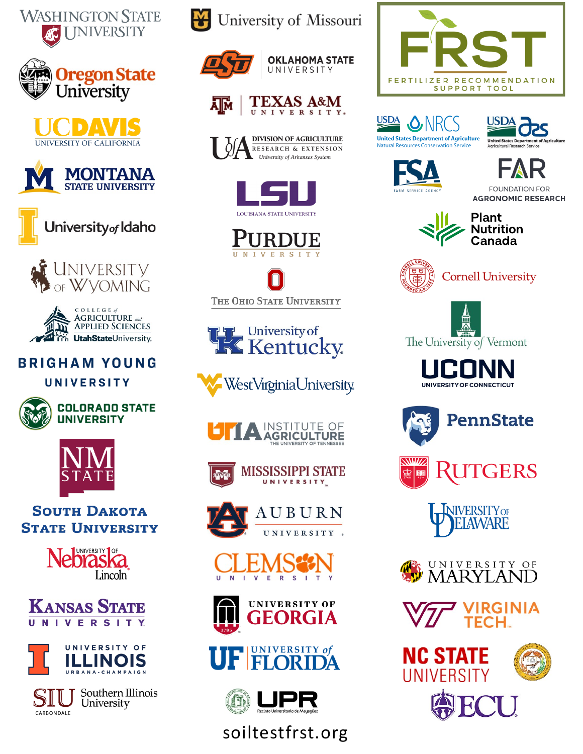Washington State University

Oregon State University

UC Davis
University of California

Montana State University

University of Idaho

University of Wyoming

College of Agriculture and Applied Sciences
Utah State University

Brigham Young University

Colorado State University

NM State

South Dakota State University

University of Nebraska Lincoln

Kansas State University

University of Illinois Urbana-Champaign

SIU Southern Illinois University
Carbondale

University of Missouri

Oklahoma State University

Texas A&M University

UA Division of Agriculture Research & Extension
University of Arkansas System

LSU
Louisiana State University

Purdue University

The Ohio State University

University of Kentucky

West Virginia University

UTIA Institute of Agriculture
The University of Tennessee

Mississippi State University

Auburn University

Clemson University

University of Georgia

UF University of Florida

UPR
Recinto Universitario de Mayagüez

FRST
Fertilizer Recommendation Support Tool

USDA NRCS
United States Department of Agriculture
Natural Resources Conservation Service

USDA ARS
United States Department of Agriculture
Agricultural Research Service

FSA
Farm Service Agency

FAR
Foundation for Agronomic Research

Plant Nutrition Canada

Cornell University

The University of Vermont

UConn
University of Connecticut

PennState

Rutgers

University of Delaware

University of Maryland

Virginia Tech

NC State University

ECU

soiltestfrst.org